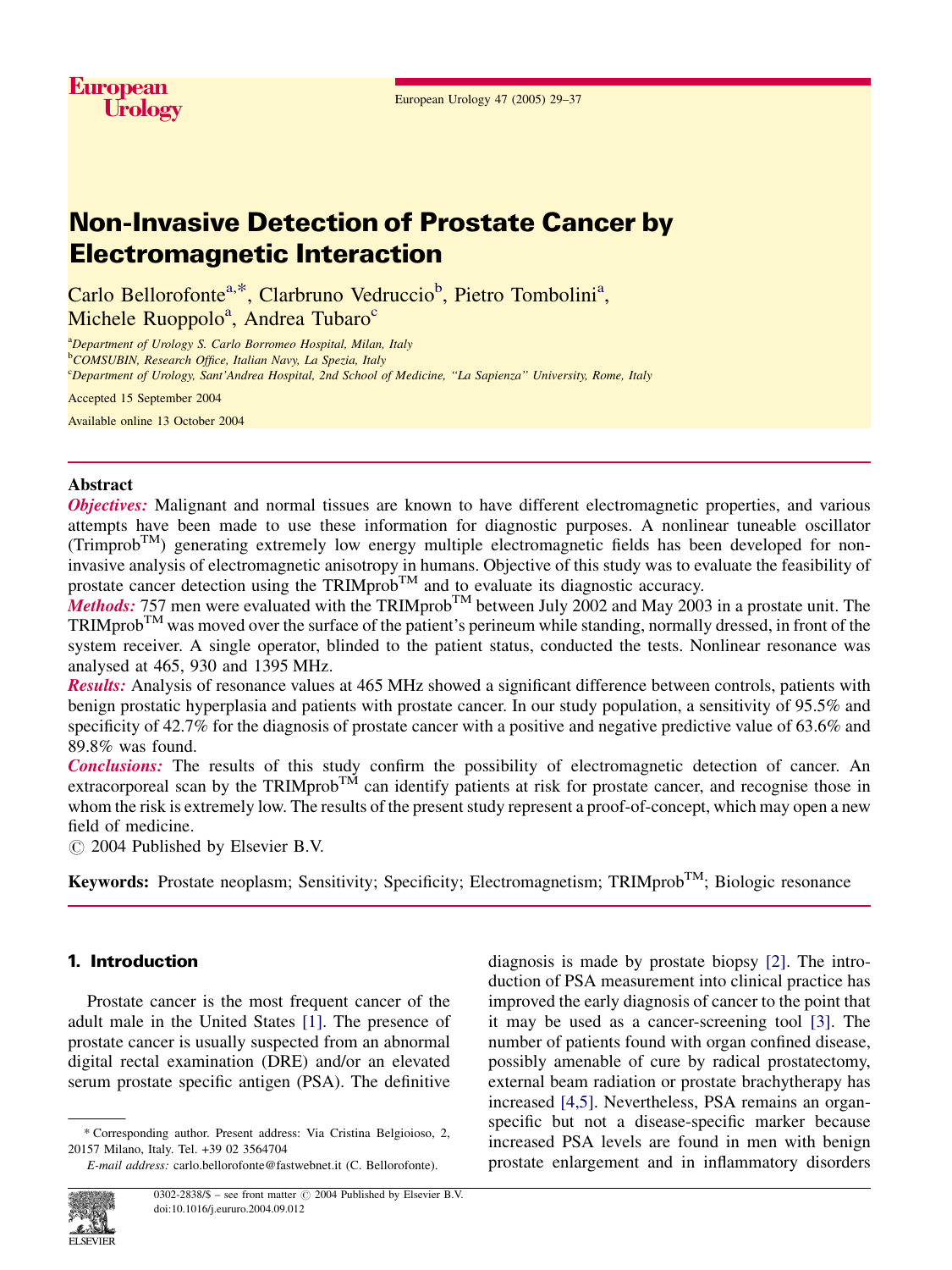# Non-Invasive Detection of Prostate Cancer by Electromagnetic Interaction

Carlo Bellorofonte[a,*], Clarbruno Vedruccio[b], Pietro Tombolini[a], Michele Ruoppolo[a], Andrea Tubaro[c]

[a]*Department of Urology S. Carlo Borromeo Hospital, Milan, Italy*
[b]*COMSUBIN, Research Office, Italian Navy, La Spezia, Italy*
[c]*Department of Urology, Sant'Andrea Hospital, 2nd School of Medicine, "La Sapienza" University, Rome, Italy*

Accepted 15 September 2004

Available online 13 October 2004

## Abstract

***Objectives:*** Malignant and normal tissues are known to have different electromagnetic properties, and various attempts have been made to use these information for diagnostic purposes. A nonlinear tuneable oscillator (Trimprob™) generating extremely low energy multiple electromagnetic fields has been developed for non-invasive analysis of electromagnetic anisotropy in humans. Objective of this study was to evaluate the feasibility of prostate cancer detection using the TRIMprob™ and to evaluate its diagnostic accuracy.

***Methods:*** 757 men were evaluated with the TRIMprob™ between July 2002 and May 2003 in a prostate unit. The TRIMprob™ was moved over the surface of the patient's perineum while standing, normally dressed, in front of the system receiver. A single operator, blinded to the patient status, conducted the tests. Nonlinear resonance was analysed at 465, 930 and 1395 MHz.

***Results:*** Analysis of resonance values at 465 MHz showed a significant difference between controls, patients with benign prostatic hyperplasia and patients with prostate cancer. In our study population, a sensitivity of 95.5% and specificity of 42.7% for the diagnosis of prostate cancer with a positive and negative predictive value of 63.6% and 89.8% was found.

***Conclusions:*** The results of this study confirm the possibility of electromagnetic detection of cancer. An extracorporeal scan by the TRIMprob™ can identify patients at risk for prostate cancer, and recognise those in whom the risk is extremely low. The results of the present study represent a proof-of-concept, which may open a new field of medicine.

© 2004 Published by Elsevier B.V.

**Keywords:** Prostate neoplasm; Sensitivity; Specificity; Electromagnetism; TRIMprob™; Biologic resonance

## 1. Introduction

Prostate cancer is the most frequent cancer of the adult male in the United States [1]. The presence of prostate cancer is usually suspected from an abnormal digital rectal examination (DRE) and/or an elevated serum prostate specific antigen (PSA). The definitive diagnosis is made by prostate biopsy [2]. The introduction of PSA measurement into clinical practice has improved the early diagnosis of cancer to the point that it may be used as a cancer-screening tool [3]. The number of patients found with organ confined disease, possibly amenable of cure by radical prostatectomy, external beam radiation or prostate brachytherapy has increased [4,5]. Nevertheless, PSA remains an organ-specific but not a disease-specific marker because increased PSA levels are found in men with benign prostate enlargement and in inflammatory disorders

\* Corresponding author. Present address: Via Cristina Belgioioso, 2, 20157 Milano, Italy. Tel. +39 02 3564704

*E-mail address:* carlo.bellorofonte@fastwebnet.it (C. Bellorofonte).

0302-2838/$ – see front matter © 2004 Published by Elsevier B.V.
doi:10.1016/j.eururo.2004.09.012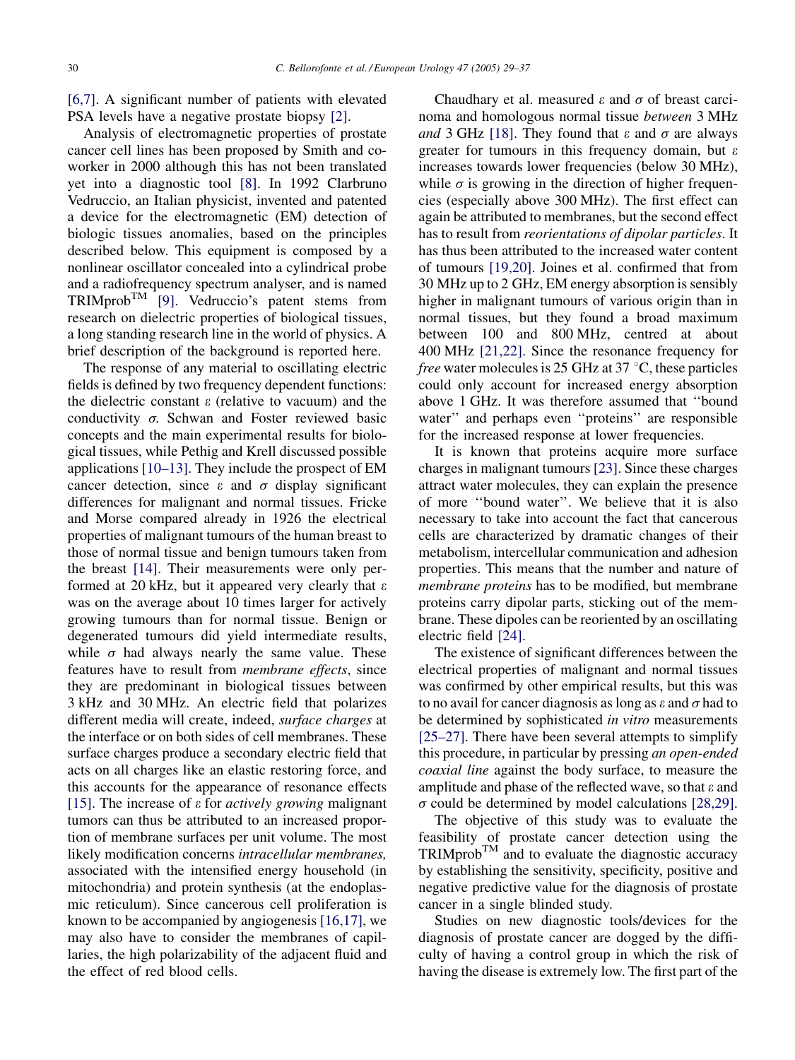[6,7]. A significant number of patients with elevated PSA levels have a negative prostate biopsy [2].

Analysis of electromagnetic properties of prostate cancer cell lines has been proposed by Smith and coworker in 2000 although this has not been translated yet into a diagnostic tool [8]. In 1992 Clarbruno Vedruccio, an Italian physicist, invented and patented a device for the electromagnetic (EM) detection of biologic tissues anomalies, based on the principles described below. This equipment is composed by a nonlinear oscillator concealed into a cylindrical probe and a radiofrequency spectrum analyser, and is named TRIMprob™ [9]. Vedruccio's patent stems from research on dielectric properties of biological tissues, a long standing research line in the world of physics. A brief description of the background is reported here.

The response of any material to oscillating electric fields is defined by two frequency dependent functions: the dielectric constant $\varepsilon$ (relative to vacuum) and the conductivity $\sigma$. Schwan and Foster reviewed basic concepts and the main experimental results for biological tissues, while Pethig and Krell discussed possible applications [10–13]. They include the prospect of EM cancer detection, since $\varepsilon$ and $\sigma$ display significant differences for malignant and normal tissues. Fricke and Morse compared already in 1926 the electrical properties of malignant tumours of the human breast to those of normal tissue and benign tumours taken from the breast [14]. Their measurements were only performed at 20 kHz, but it appeared very clearly that $\varepsilon$ was on the average about 10 times larger for actively growing tumours than for normal tissue. Benign or degenerated tumours did yield intermediate results, while $\sigma$ had always nearly the same value. These features have to result from *membrane effects*, since they are predominant in biological tissues between 3 kHz and 30 MHz. An electric field that polarizes different media will create, indeed, *surface charges* at the interface or on both sides of cell membranes. These surface charges produce a secondary electric field that acts on all charges like an elastic restoring force, and this accounts for the appearance of resonance effects [15]. The increase of $\varepsilon$ for *actively growing* malignant tumors can thus be attributed to an increased proportion of membrane surfaces per unit volume. The most likely modification concerns *intracellular membranes,* associated with the intensified energy household (in mitochondria) and protein synthesis (at the endoplasmic reticulum). Since cancerous cell proliferation is known to be accompanied by angiogenesis [16,17], we may also have to consider the membranes of capillaries, the high polarizability of the adjacent fluid and the effect of red blood cells.

Chaudhary et al. measured $\varepsilon$ and $\sigma$ of breast carcinoma and homologous normal tissue *between* 3 MHz *and* 3 GHz [18]. They found that $\varepsilon$ and $\sigma$ are always greater for tumours in this frequency domain, but $\varepsilon$ increases towards lower frequencies (below 30 MHz), while $\sigma$ is growing in the direction of higher frequencies (especially above 300 MHz). The first effect can again be attributed to membranes, but the second effect has to result from *reorientations of dipolar particles*. It has thus been attributed to the increased water content of tumours [19,20]. Joines et al. confirmed that from 30 MHz up to 2 GHz, EM energy absorption is sensibly higher in malignant tumours of various origin than in normal tissues, but they found a broad maximum between 100 and 800 MHz, centred at about 400 MHz [21,22]. Since the resonance frequency for *free* water molecules is 25 GHz at 37 °C, these particles could only account for increased energy absorption above 1 GHz. It was therefore assumed that "bound water" and perhaps even "proteins" are responsible for the increased response at lower frequencies.

It is known that proteins acquire more surface charges in malignant tumours [23]. Since these charges attract water molecules, they can explain the presence of more "bound water". We believe that it is also necessary to take into account the fact that cancerous cells are characterized by dramatic changes of their metabolism, intercellular communication and adhesion properties. This means that the number and nature of *membrane proteins* has to be modified, but membrane proteins carry dipolar parts, sticking out of the membrane. These dipoles can be reoriented by an oscillating electric field [24].

The existence of significant differences between the electrical properties of malignant and normal tissues was confirmed by other empirical results, but this was to no avail for cancer diagnosis as long as $\varepsilon$ and $\sigma$ had to be determined by sophisticated *in vitro* measurements [25–27]. There have been several attempts to simplify this procedure, in particular by pressing *an open-ended coaxial line* against the body surface, to measure the amplitude and phase of the reflected wave, so that $\varepsilon$ and $\sigma$ could be determined by model calculations [28,29].

The objective of this study was to evaluate the feasibility of prostate cancer detection using the TRIMprob™ and to evaluate the diagnostic accuracy by establishing the sensitivity, specificity, positive and negative predictive value for the diagnosis of prostate cancer in a single blinded study.

Studies on new diagnostic tools/devices for the diagnosis of prostate cancer are dogged by the difficulty of having a control group in which the risk of having the disease is extremely low. The first part of the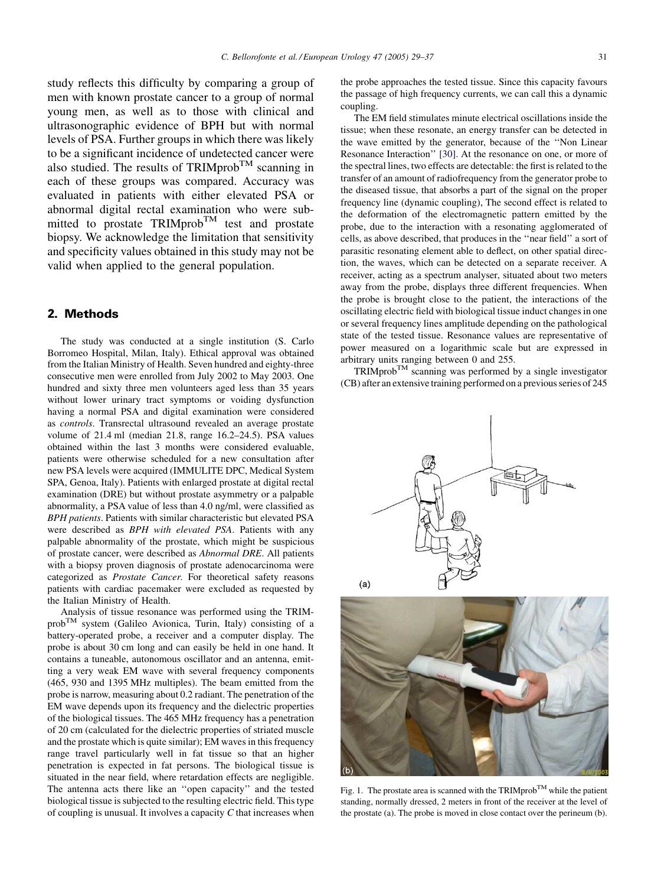study reflects this difficulty by comparing a group of men with known prostate cancer to a group of normal young men, as well as to those with clinical and ultrasonographic evidence of BPH but with normal levels of PSA. Further groups in which there was likely to be a significant incidence of undetected cancer were also studied. The results of TRIMprob™ scanning in each of these groups was compared. Accuracy was evaluated in patients with either elevated PSA or abnormal digital rectal examination who were submitted to prostate TRIMprob™ test and prostate biopsy. We acknowledge the limitation that sensitivity and specificity values obtained in this study may not be valid when applied to the general population.

## 2. Methods

The study was conducted at a single institution (S. Carlo Borromeo Hospital, Milan, Italy). Ethical approval was obtained from the Italian Ministry of Health. Seven hundred and eighty-three consecutive men were enrolled from July 2002 to May 2003. One hundred and sixty three men volunteers aged less than 35 years without lower urinary tract symptoms or voiding dysfunction having a normal PSA and digital examination were considered as *controls*. Transrectal ultrasound revealed an average prostate volume of 21.4 ml (median 21.8, range 16.2–24.5). PSA values obtained within the last 3 months were considered evaluable, patients were otherwise scheduled for a new consultation after new PSA levels were acquired (IMMULITE DPC, Medical System SPA, Genoa, Italy). Patients with enlarged prostate at digital rectal examination (DRE) but without prostate asymmetry or a palpable abnormality, a PSA value of less than 4.0 ng/ml, were classified as *BPH patients*. Patients with similar characteristic but elevated PSA were described as *BPH with elevated PSA*. Patients with any palpable abnormality of the prostate, which might be suspicious of prostate cancer, were described as *Abnormal DRE*. All patients with a biopsy proven diagnosis of prostate adenocarcinoma were categorized as *Prostate Cancer*. For theoretical safety reasons patients with cardiac pacemaker were excluded as requested by the Italian Ministry of Health.

Analysis of tissue resonance was performed using the TRIMprob™ system (Galileo Avionica, Turin, Italy) consisting of a battery-operated probe, a receiver and a computer display. The probe is about 30 cm long and can easily be held in one hand. It contains a tuneable, autonomous oscillator and an antenna, emitting a very weak EM wave with several frequency components (465, 930 and 1395 MHz multiples). The beam emitted from the probe is narrow, measuring about 0.2 radiant. The penetration of the EM wave depends upon its frequency and the dielectric properties of the biological tissues. The 465 MHz frequency has a penetration of 20 cm (calculated for the dielectric properties of striated muscle and the prostate which is quite similar); EM waves in this frequency range travel particularly well in fat tissue so that an higher penetration is expected in fat persons. The biological tissue is situated in the near field, where retardation effects are negligible. The antenna acts there like an ''open capacity'' and the tested biological tissue is subjected to the resulting electric field. This type of coupling is unusual. It involves a capacity $C$ that increases when the probe approaches the tested tissue. Since this capacity favours the passage of high frequency currents, we can call this a dynamic coupling.

The EM field stimulates minute electrical oscillations inside the tissue; when these resonate, an energy transfer can be detected in the wave emitted by the generator, because of the ''Non Linear Resonance Interaction'' [30]. At the resonance on one, or more of the spectral lines, two effects are detectable: the first is related to the transfer of an amount of radiofrequency from the generator probe to the diseased tissue, that absorbs a part of the signal on the proper frequency line (dynamic coupling), The second effect is related to the deformation of the electromagnetic pattern emitted by the probe, due to the interaction with a resonating agglomerated of cells, as above described, that produces in the ''near field'' a sort of parasitic resonating element able to deflect, on other spatial direction, the waves, which can be detected on a separate receiver. A receiver, acting as a spectrum analyser, situated about two meters away from the probe, displays three different frequencies. When the probe is brought close to the patient, the interactions of the oscillating electric field with biological tissue induct changes in one or several frequency lines amplitude depending on the pathological state of the tested tissue. Resonance values are representative of power measured on a logarithmic scale but are expressed in arbitrary units ranging between 0 and 255.

TRIMprob™ scanning was performed by a single investigator (CB) after an extensive training performed on a previous series of 245

Fig. 1. The prostate area is scanned with the TRIMprob™ while the patient standing, normally dressed, 2 meters in front of the receiver at the level of the prostate (a). The probe is moved in close contact over the perineum (b).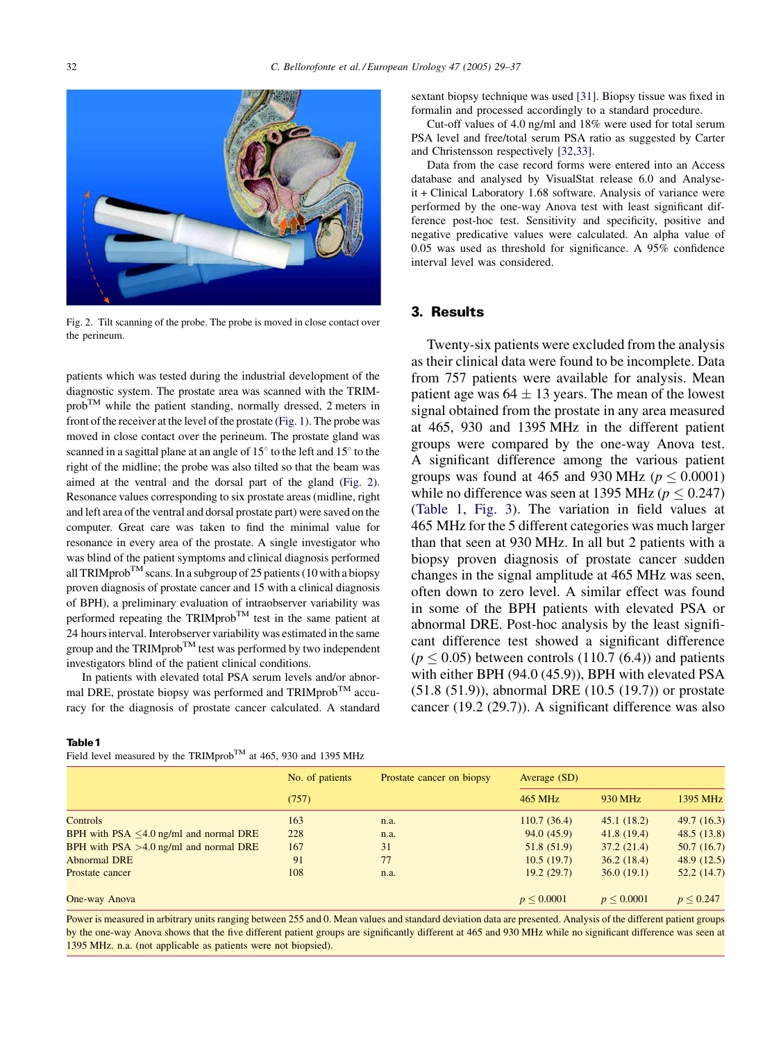Fig. 2. Tilt scanning of the probe. The probe is moved in close contact over the perineum.

patients which was tested during the industrial development of the diagnostic system. The prostate area was scanned with the TRIMprob™ while the patient standing, normally dressed, 2 meters in front of the receiver at the level of the prostate (Fig. 1). The probe was moved in close contact over the perineum. The prostate gland was scanned in a sagittal plane at an angle of 15° to the left and 15° to the right of the midline; the probe was also tilted so that the beam was aimed at the ventral and the dorsal part of the gland (Fig. 2). Resonance values corresponding to six prostate areas (midline, right and left area of the ventral and dorsal prostate part) were saved on the computer. Great care was taken to find the minimal value for resonance in every area of the prostate. A single investigator who was blind of the patient symptoms and clinical diagnosis performed all TRIMprob™ scans. In a subgroup of 25 patients (10 with a biopsy proven diagnosis of prostate cancer and 15 with a clinical diagnosis of BPH), a preliminary evaluation of intraobserver variability was performed repeating the TRIMprob™ test in the same patient at 24 hours interval. Interobserver variability was estimated in the same group and the TRIMprob™ test was performed by two independent investigators blind of the patient clinical conditions.

In patients with elevated total PSA serum levels and/or abnormal DRE, prostate biopsy was performed and TRIMprob™ accuracy for the diagnosis of prostate cancer calculated. A standard sextant biopsy technique was used [31]. Biopsy tissue was fixed in formalin and processed accordingly to a standard procedure.

Cut-off values of 4.0 ng/ml and 18% were used for total serum PSA level and free/total serum PSA ratio as suggested by Carter and Christensson respectively [32,33].

Data from the case record forms were entered into an Access database and analysed by VisualStat release 6.0 and Analyse-it + Clinical Laboratory 1.68 software. Analysis of variance were performed by the one-way Anova test with least significant difference post-hoc test. Sensitivity and specificity, positive and negative predicative values were calculated. An alpha value of 0.05 was used as threshold for significance. A 95% confidence interval level was considered.

## 3. Results

Twenty-six patients were excluded from the analysis as their clinical data were found to be incomplete. Data from 757 patients were available for analysis. Mean patient age was $64 \pm 13$ years. The mean of the lowest signal obtained from the prostate in any area measured at 465, 930 and 1395 MHz in the different patient groups were compared by the one-way Anova test. A significant difference among the various patient groups was found at 465 and 930 MHz ($p \leq 0.0001$) while no difference was seen at 1395 MHz ($p \leq 0.247$) (Table 1, Fig. 3). The variation in field values at 465 MHz for the 5 different categories was much larger than that seen at 930 MHz. In all but 2 patients with a biopsy proven diagnosis of prostate cancer sudden changes in the signal amplitude at 465 MHz was seen, often down to zero level. A similar effect was found in some of the BPH patients with elevated PSA or abnormal DRE. Post-hoc analysis by the least significant difference test showed a significant difference ($p \leq 0.05$) between controls (110.7 (6.4)) and patients with either BPH (94.0 (45.9)), BPH with elevated PSA (51.8 (51.9)), abnormal DRE (10.5 (19.7)) or prostate cancer (19.2 (29.7)). A significant difference was also

**Table 1**
Field level measured by the TRIMprob™ at 465, 930 and 1395 MHz

| | No. of patients | Prostate cancer on biopsy | Average (SD) | | |
|---|---|---|---|---|---|
| | (757) | | 465 MHz | 930 MHz | 1395 MHz |
| Controls | 163 | n.a. | 110.7 (36.4) | 45.1 (18.2) | 49.7 (16.3) |
| BPH with PSA ≤4.0 ng/ml and normal DRE | 228 | n.a. | 94.0 (45.9) | 41.8 (19.4) | 48.5 (13.8) |
| BPH with PSA >4.0 ng/ml and normal DRE | 167 | 31 | 51.8 (51.9) | 37.2 (21.4) | 50.7 (16.7) |
| Abnormal DRE | 91 | 77 | 10.5 (19.7) | 36.2 (18.4) | 48.9 (12.5) |
| Prostate cancer | 108 | n.a. | 19.2 (29.7) | 36.0 (19.1) | 52.2 (14.7) |
| One-way Anova | | | $p \leq 0.0001$ | $p \leq 0.0001$ | $p \leq 0.247$ |

Power is measured in arbitrary units ranging between 255 and 0. Mean values and standard deviation data are presented. Analysis of the different patient groups by the one-way Anova shows that the five different patient groups are significantly different at 465 and 930 MHz while no significant difference was seen at 1395 MHz. n.a. (not applicable as patients were not biopsied).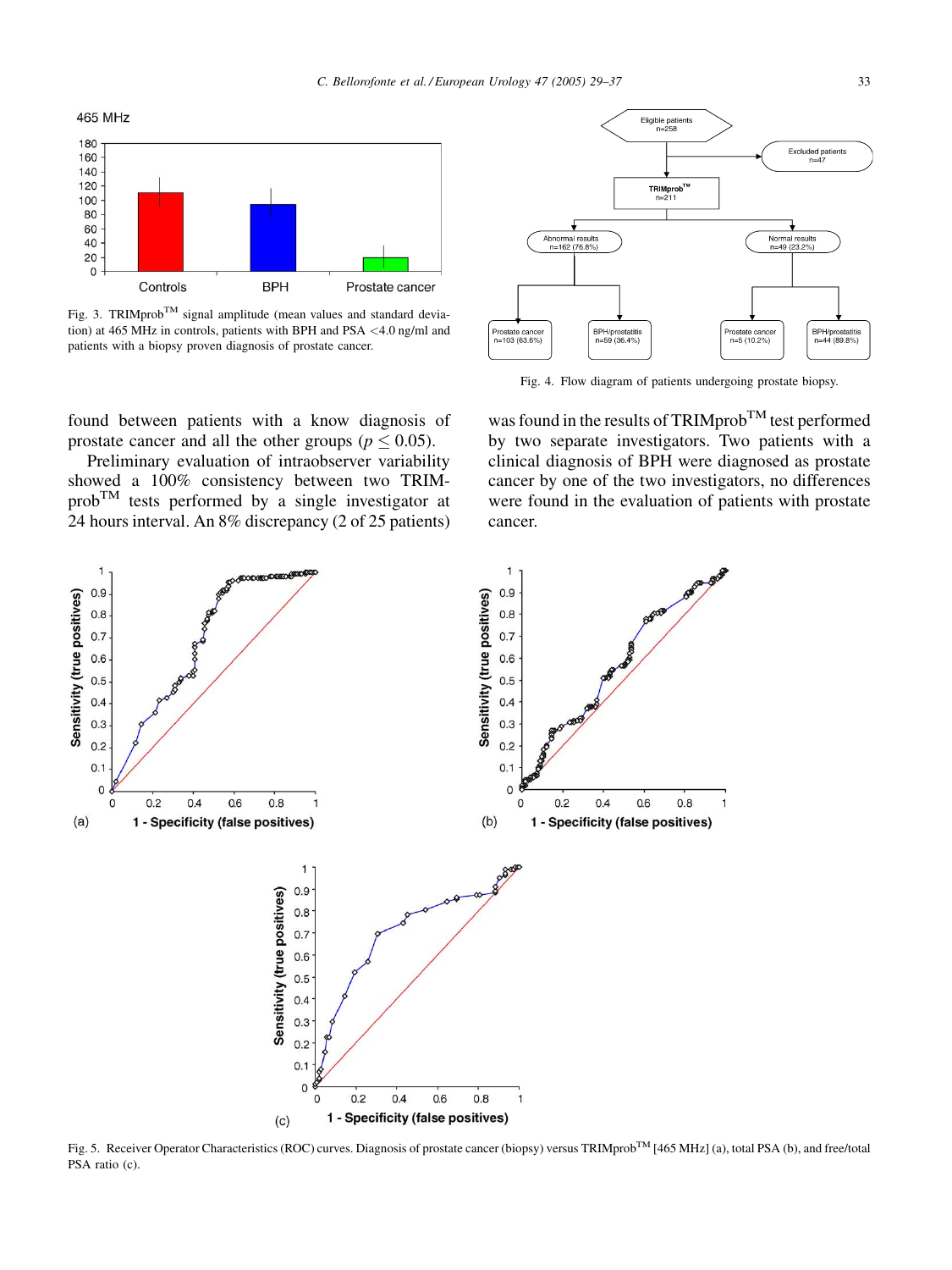Fig. 3. TRIMprob™ signal amplitude (mean values and standard deviation) at 465 MHz in controls, patients with BPH and PSA <4.0 ng/ml and patients with a biopsy proven diagnosis of prostate cancer.

Fig. 4. Flow diagram of patients undergoing prostate biopsy.

found between patients with a know diagnosis of prostate cancer and all the other groups ($p \leq 0.05$).

Preliminary evaluation of intraobserver variability showed a 100% consistency between two TRIMprob™ tests performed by a single investigator at 24 hours interval. An 8% discrepancy (2 of 25 patients) was found in the results of TRIMprob™ test performed by two separate investigators. Two patients with a clinical diagnosis of BPH were diagnosed as prostate cancer by one of the two investigators, no differences were found in the evaluation of patients with prostate cancer.

Fig. 5. Receiver Operator Characteristics (ROC) curves. Diagnosis of prostate cancer (biopsy) versus TRIMprob™ [465 MHz] (a), total PSA (b), and free/total PSA ratio (c).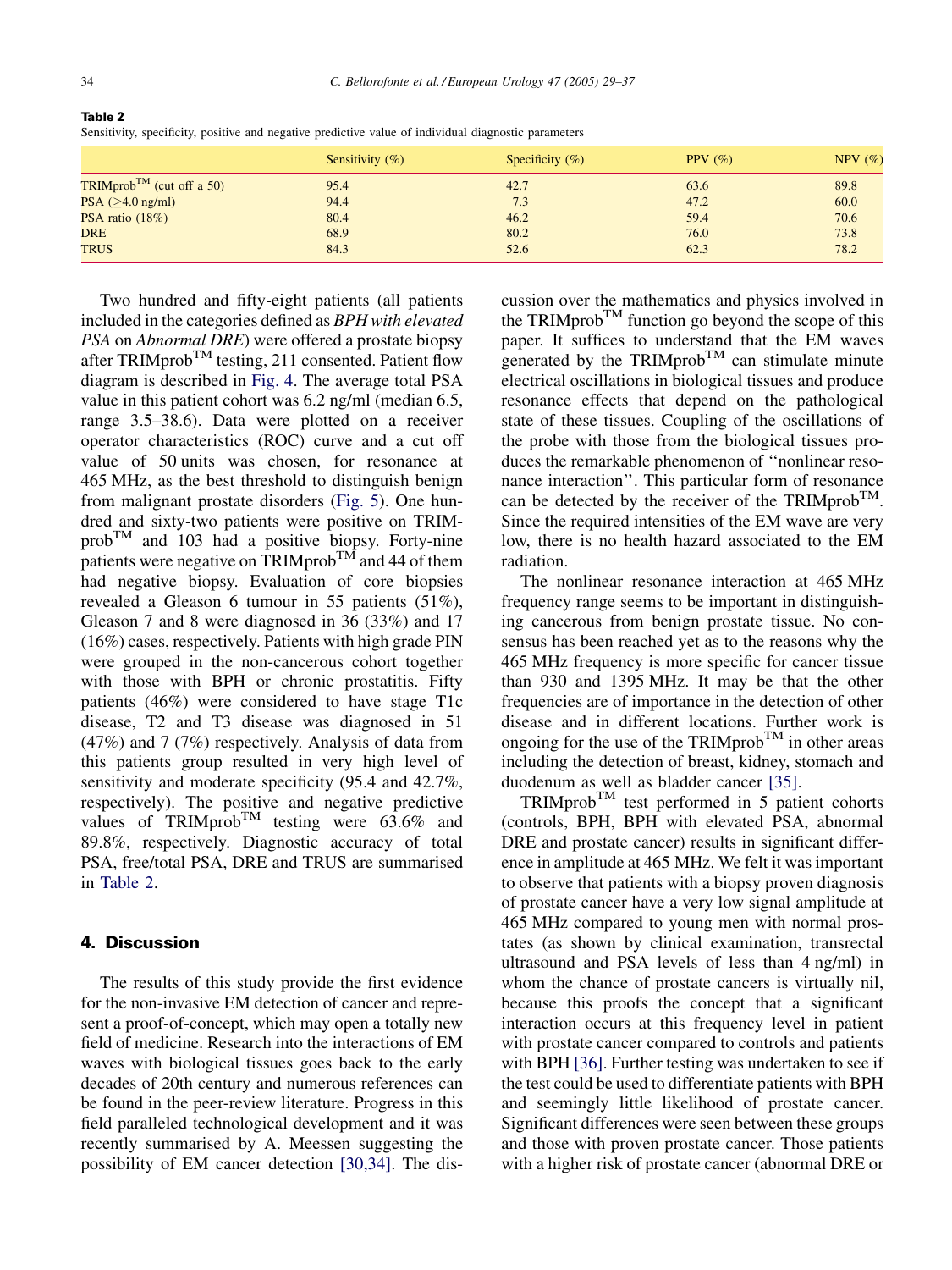**Table 2**
Sensitivity, specificity, positive and negative predictive value of individual diagnostic parameters

| | Sensitivity (%) | Specificity (%) | PPV (%) | NPV (%) |
|---|---|---|---|---|
| TRIMprob$^{TM}$ (cut off a 50) | 95.4 | 42.7 | 63.6 | 89.8 |
| PSA ($\geq$4.0 ng/ml) | 94.4 | 7.3 | 47.2 | 60.0 |
| PSA ratio (18%) | 80.4 | 46.2 | 59.4 | 70.6 |
| DRE | 68.9 | 80.2 | 76.0 | 73.8 |
| TRUS | 84.3 | 52.6 | 62.3 | 78.2 |

Two hundred and fifty-eight patients (all patients included in the categories defined as *BPH with elevated PSA* on *Abnormal DRE*) were offered a prostate biopsy after TRIMprob$^{TM}$ testing, 211 consented. Patient flow diagram is described in Fig. 4. The average total PSA value in this patient cohort was 6.2 ng/ml (median 6.5, range 3.5–38.6). Data were plotted on a receiver operator characteristics (ROC) curve and a cut off value of 50 units was chosen, for resonance at 465 MHz, as the best threshold to distinguish benign from malignant prostate disorders (Fig. 5). One hundred and sixty-two patients were positive on TRIMprob$^{TM}$ and 103 had a positive biopsy. Forty-nine patients were negative on TRIMprob$^{TM}$ and 44 of them had negative biopsy. Evaluation of core biopsies revealed a Gleason 6 tumour in 55 patients (51%), Gleason 7 and 8 were diagnosed in 36 (33%) and 17 (16%) cases, respectively. Patients with high grade PIN were grouped in the non-cancerous cohort together with those with BPH or chronic prostatitis. Fifty patients (46%) were considered to have stage T1c disease, T2 and T3 disease was diagnosed in 51 (47%) and 7 (7%) respectively. Analysis of data from this patients group resulted in very high level of sensitivity and moderate specificity (95.4 and 42.7%, respectively). The positive and negative predictive values of TRIMprob$^{TM}$ testing were 63.6% and 89.8%, respectively. Diagnostic accuracy of total PSA, free/total PSA, DRE and TRUS are summarised in Table 2.

## 4. Discussion

The results of this study provide the first evidence for the non-invasive EM detection of cancer and represent a proof-of-concept, which may open a totally new field of medicine. Research into the interactions of EM waves with biological tissues goes back to the early decades of 20th century and numerous references can be found in the peer-review literature. Progress in this field paralleled technological development and it was recently summarised by A. Meessen suggesting the possibility of EM cancer detection [30,34]. The discussion over the mathematics and physics involved in the TRIMprob$^{TM}$ function go beyond the scope of this paper. It suffices to understand that the EM waves generated by the TRIMprob$^{TM}$ can stimulate minute electrical oscillations in biological tissues and produce resonance effects that depend on the pathological state of these tissues. Coupling of the oscillations of the probe with those from the biological tissues produces the remarkable phenomenon of ''nonlinear resonance interaction''. This particular form of resonance can be detected by the receiver of the TRIMprob$^{TM}$. Since the required intensities of the EM wave are very low, there is no health hazard associated to the EM radiation.

The nonlinear resonance interaction at 465 MHz frequency range seems to be important in distinguishing cancerous from benign prostate tissue. No consensus has been reached yet as to the reasons why the 465 MHz frequency is more specific for cancer tissue than 930 and 1395 MHz. It may be that the other frequencies are of importance in the detection of other disease and in different locations. Further work is ongoing for the use of the TRIMprob$^{TM}$ in other areas including the detection of breast, kidney, stomach and duodenum as well as bladder cancer [35].

TRIMprob$^{TM}$ test performed in 5 patient cohorts (controls, BPH, BPH with elevated PSA, abnormal DRE and prostate cancer) results in significant difference in amplitude at 465 MHz. We felt it was important to observe that patients with a biopsy proven diagnosis of prostate cancer have a very low signal amplitude at 465 MHz compared to young men with normal prostates (as shown by clinical examination, transrectal ultrasound and PSA levels of less than 4 ng/ml) in whom the chance of prostate cancers is virtually nil, because this proofs the concept that a significant interaction occurs at this frequency level in patient with prostate cancer compared to controls and patients with BPH [36]. Further testing was undertaken to see if the test could be used to differentiate patients with BPH and seemingly little likelihood of prostate cancer. Significant differences were seen between these groups and those with proven prostate cancer. Those patients with a higher risk of prostate cancer (abnormal DRE or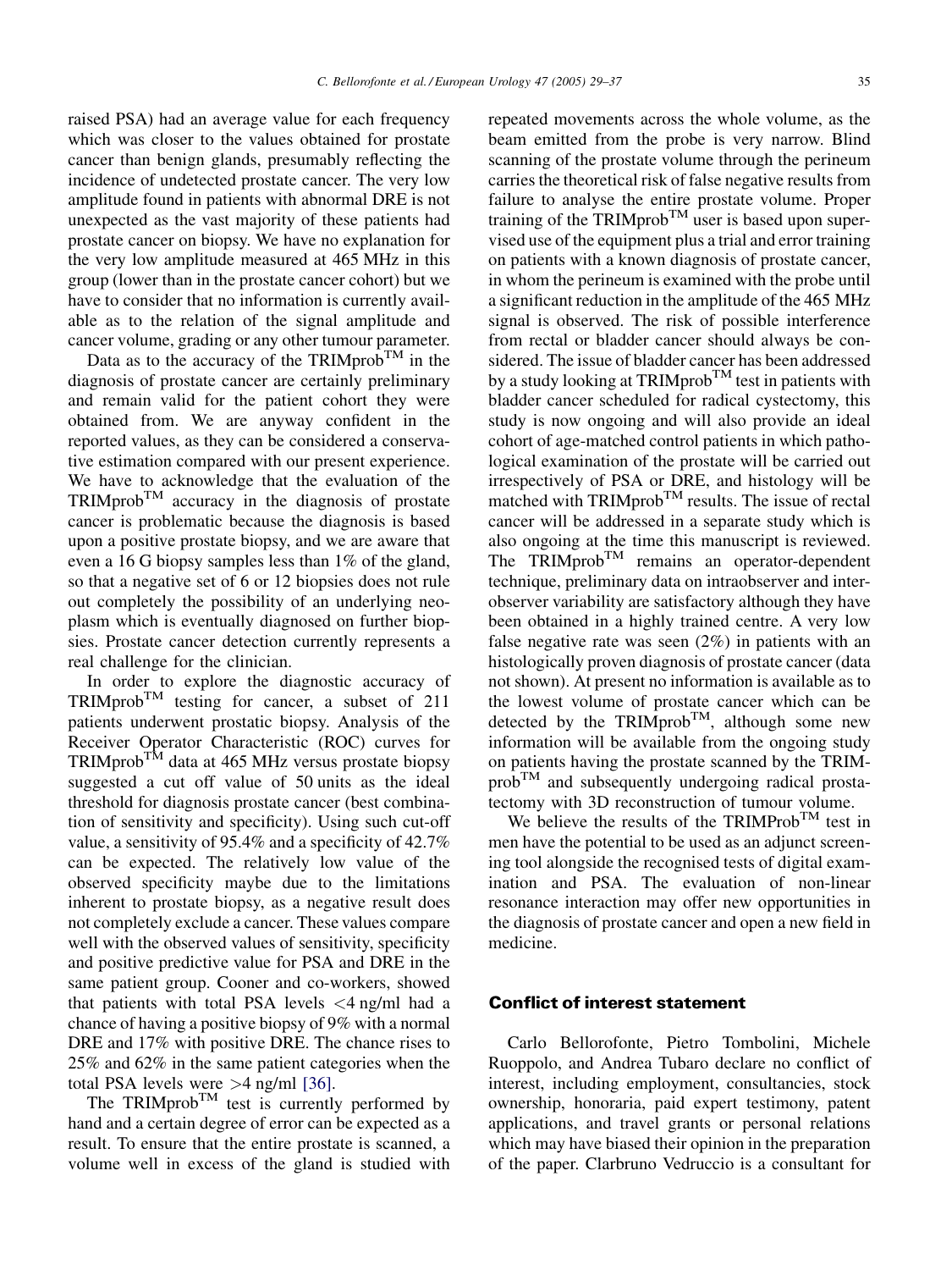raised PSA) had an average value for each frequency which was closer to the values obtained for prostate cancer than benign glands, presumably reflecting the incidence of undetected prostate cancer. The very low amplitude found in patients with abnormal DRE is not unexpected as the vast majority of these patients had prostate cancer on biopsy. We have no explanation for the very low amplitude measured at 465 MHz in this group (lower than in the prostate cancer cohort) but we have to consider that no information is currently available as to the relation of the signal amplitude and cancer volume, grading or any other tumour parameter.

Data as to the accuracy of the TRIMprob™ in the diagnosis of prostate cancer are certainly preliminary and remain valid for the patient cohort they were obtained from. We are anyway confident in the reported values, as they can be considered a conservative estimation compared with our present experience. We have to acknowledge that the evaluation of the TRIMprob™ accuracy in the diagnosis of prostate cancer is problematic because the diagnosis is based upon a positive prostate biopsy, and we are aware that even a 16 G biopsy samples less than 1% of the gland, so that a negative set of 6 or 12 biopsies does not rule out completely the possibility of an underlying neoplasm which is eventually diagnosed on further biopsies. Prostate cancer detection currently represents a real challenge for the clinician.

In order to explore the diagnostic accuracy of TRIMprob™ testing for cancer, a subset of 211 patients underwent prostatic biopsy. Analysis of the Receiver Operator Characteristic (ROC) curves for TRIMprob™ data at 465 MHz versus prostate biopsy suggested a cut off value of 50 units as the ideal threshold for diagnosis prostate cancer (best combination of sensitivity and specificity). Using such cut-off value, a sensitivity of 95.4% and a specificity of 42.7% can be expected. The relatively low value of the observed specificity maybe due to the limitations inherent to prostate biopsy, as a negative result does not completely exclude a cancer. These values compare well with the observed values of sensitivity, specificity and positive predictive value for PSA and DRE in the same patient group. Cooner and co-workers, showed that patients with total PSA levels <4 ng/ml had a chance of having a positive biopsy of 9% with a normal DRE and 17% with positive DRE. The chance rises to 25% and 62% in the same patient categories when the total PSA levels were >4 ng/ml [36].

The TRIMprob™ test is currently performed by hand and a certain degree of error can be expected as a result. To ensure that the entire prostate is scanned, a volume well in excess of the gland is studied with repeated movements across the whole volume, as the beam emitted from the probe is very narrow. Blind scanning of the prostate volume through the perineum carries the theoretical risk of false negative results from failure to analyse the entire prostate volume. Proper training of the TRIMprob™ user is based upon supervised use of the equipment plus a trial and error training on patients with a known diagnosis of prostate cancer, in whom the perineum is examined with the probe until a significant reduction in the amplitude of the 465 MHz signal is observed. The risk of possible interference from rectal or bladder cancer should always be considered. The issue of bladder cancer has been addressed by a study looking at TRIMprob™ test in patients with bladder cancer scheduled for radical cystectomy, this study is now ongoing and will also provide an ideal cohort of age-matched control patients in which pathological examination of the prostate will be carried out irrespectively of PSA or DRE, and histology will be matched with TRIMprob™ results. The issue of rectal cancer will be addressed in a separate study which is also ongoing at the time this manuscript is reviewed. The TRIMprob™ remains an operator-dependent technique, preliminary data on intraobserver and interobserver variability are satisfactory although they have been obtained in a highly trained centre. A very low false negative rate was seen (2%) in patients with an histologically proven diagnosis of prostate cancer (data not shown). At present no information is available as to the lowest volume of prostate cancer which can be detected by the TRIMprob™, although some new information will be available from the ongoing study on patients having the prostate scanned by the TRIMprob™ and subsequently undergoing radical prostatectomy with 3D reconstruction of tumour volume.

We believe the results of the TRIMProb™ test in men have the potential to be used as an adjunct screening tool alongside the recognised tests of digital examination and PSA. The evaluation of non-linear resonance interaction may offer new opportunities in the diagnosis of prostate cancer and open a new field in medicine.

## Conflict of interest statement

Carlo Bellorofonte, Pietro Tombolini, Michele Ruoppolo, and Andrea Tubaro declare no conflict of interest, including employment, consultancies, stock ownership, honoraria, paid expert testimony, patent applications, and travel grants or personal relations which may have biased their opinion in the preparation of the paper. Clarbruno Vedruccio is a consultant for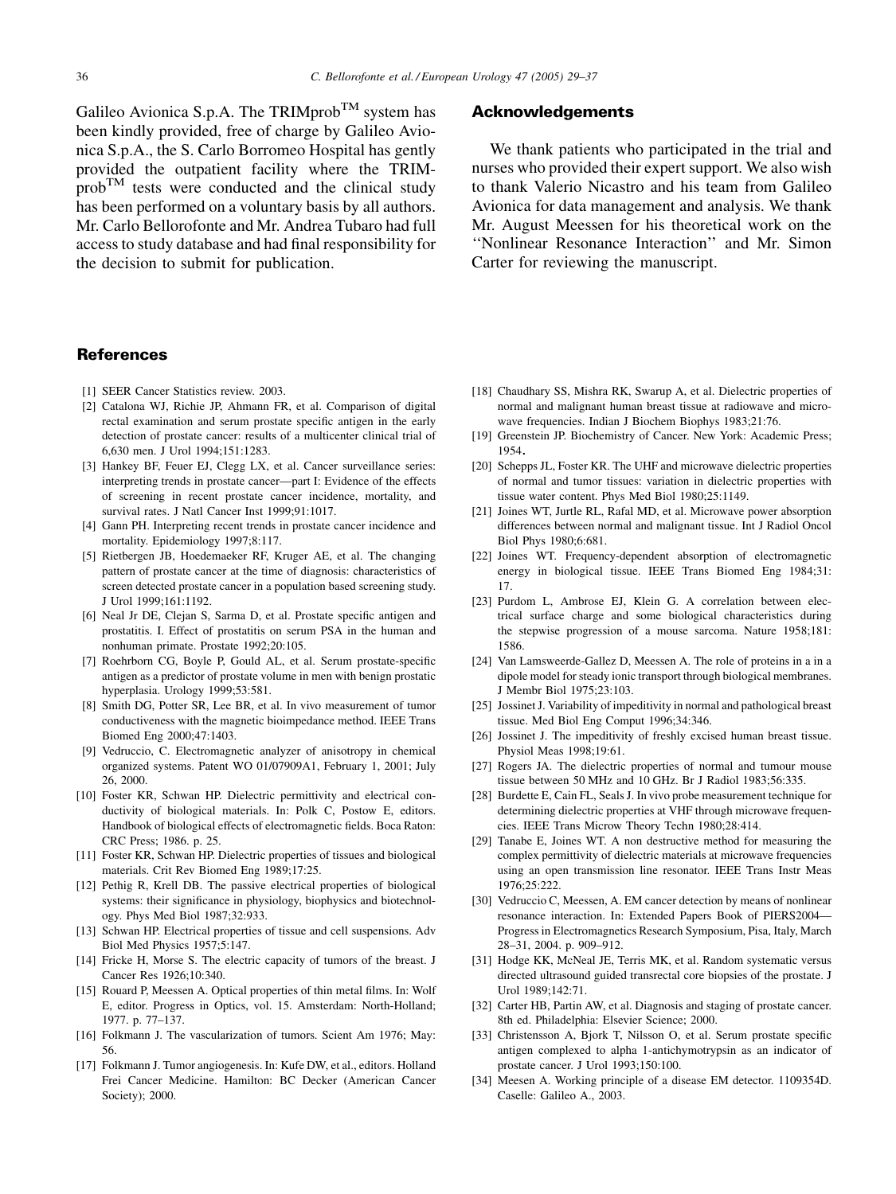Galileo Avionica S.p.A. The TRIMprob™ system has been kindly provided, free of charge by Galileo Avionica S.p.A., the S. Carlo Borromeo Hospital has gently provided the outpatient facility where the TRIMprob™ tests were conducted and the clinical study has been performed on a voluntary basis by all authors. Mr. Carlo Bellorofonte and Mr. Andrea Tubaro had full access to study database and had final responsibility for the decision to submit for publication.

## Acknowledgements

We thank patients who participated in the trial and nurses who provided their expert support. We also wish to thank Valerio Nicastro and his team from Galileo Avionica for data management and analysis. We thank Mr. August Meessen for his theoretical work on the ''Nonlinear Resonance Interaction'' and Mr. Simon Carter for reviewing the manuscript.

## References

[1] SEER Cancer Statistics review. 2003.

[2] Catalona WJ, Richie JP, Ahmann FR, et al. Comparison of digital rectal examination and serum prostate specific antigen in the early detection of prostate cancer: results of a multicenter clinical trial of 6,630 men. J Urol 1994;151:1283.

[3] Hankey BF, Feuer EJ, Clegg LX, et al. Cancer surveillance series: interpreting trends in prostate cancer—part I: Evidence of the effects of screening in recent prostate cancer incidence, mortality, and survival rates. J Natl Cancer Inst 1999;91:1017.

[4] Gann PH. Interpreting recent trends in prostate cancer incidence and mortality. Epidemiology 1997;8:117.

[5] Rietbergen JB, Hoedemaeker RF, Kruger AE, et al. The changing pattern of prostate cancer at the time of diagnosis: characteristics of screen detected prostate cancer in a population based screening study. J Urol 1999;161:1192.

[6] Neal Jr DE, Clejan S, Sarma D, et al. Prostate specific antigen and prostatitis. I. Effect of prostatitis on serum PSA in the human and nonhuman primate. Prostate 1992;20:105.

[7] Roehrborn CG, Boyle P, Gould AL, et al. Serum prostate-specific antigen as a predictor of prostate volume in men with benign prostatic hyperplasia. Urology 1999;53:581.

[8] Smith DG, Potter SR, Lee BR, et al. In vivo measurement of tumor conductiveness with the magnetic bioimpedance method. IEEE Trans Biomed Eng 2000;47:1403.

[9] Vedruccio, C. Electromagnetic analyzer of anisotropy in chemical organized systems. Patent WO 01/07909A1, February 1, 2001; July 26, 2000.

[10] Foster KR, Schwan HP. Dielectric permittivity and electrical conductivity of biological materials. In: Polk C, Postow E, editors. Handbook of biological effects of electromagnetic fields. Boca Raton: CRC Press; 1986. p. 25.

[11] Foster KR, Schwan HP. Dielectric properties of tissues and biological materials. Crit Rev Biomed Eng 1989;17:25.

[12] Pethig R, Krell DB. The passive electrical properties of biological systems: their significance in physiology, biophysics and biotechnology. Phys Med Biol 1987;32:933.

[13] Schwan HP. Electrical properties of tissue and cell suspensions. Adv Biol Med Physics 1957;5:147.

[14] Fricke H, Morse S. The electric capacity of tumors of the breast. J Cancer Res 1926;10:340.

[15] Rouard P, Meessen A. Optical properties of thin metal films. In: Wolf E, editor. Progress in Optics, vol. 15. Amsterdam: North-Holland; 1977. p. 77–137.

[16] Folkmann J. The vascularization of tumors. Scient Am 1976; May: 56.

[17] Folkmann J. Tumor angiogenesis. In: Kufe DW, et al., editors. Holland Frei Cancer Medicine. Hamilton: BC Decker (American Cancer Society); 2000.

[18] Chaudhary SS, Mishra RK, Swarup A, et al. Dielectric properties of normal and malignant human breast tissue at radiowave and microwave frequencies. Indian J Biochem Biophys 1983;21:76.

[19] Greenstein JP. Biochemistry of Cancer. New York: Academic Press; 1954.

[20] Schepps JL, Foster KR. The UHF and microwave dielectric properties of normal and tumor tissues: variation in dielectric properties with tissue water content. Phys Med Biol 1980;25:1149.

[21] Joines WT, Jurtle RL, Rafal MD, et al. Microwave power absorption differences between normal and malignant tissue. Int J Radiol Oncol Biol Phys 1980;6:681.

[22] Joines WT. Frequency-dependent absorption of electromagnetic energy in biological tissue. IEEE Trans Biomed Eng 1984;31: 17.

[23] Purdom L, Ambrose EJ, Klein G. A correlation between electrical surface charge and some biological characteristics during the stepwise progression of a mouse sarcoma. Nature 1958;181: 1586.

[24] Van Lamsweerde-Gallez D, Meessen A. The role of proteins in a in a dipole model for steady ionic transport through biological membranes. J Membr Biol 1975;23:103.

[25] Jossinet J. Variability of impeditivity in normal and pathological breast tissue. Med Biol Eng Comput 1996;34:346.

[26] Jossinet J. The impeditivity of freshly excised human breast tissue. Physiol Meas 1998;19:61.

[27] Rogers JA. The dielectric properties of normal and tumour mouse tissue between 50 MHz and 10 GHz. Br J Radiol 1983;56:335.

[28] Burdette E, Cain FL, Seals J. In vivo probe measurement technique for determining dielectric properties at VHF through microwave frequencies. IEEE Trans Microw Theory Techn 1980;28:414.

[29] Tanabe E, Joines WT. A non destructive method for measuring the complex permittivity of dielectric materials at microwave frequencies using an open transmission line resonator. IEEE Trans Instr Meas 1976;25:222.

[30] Vedruccio C, Meessen, A. EM cancer detection by means of nonlinear resonance interaction. In: Extended Papers Book of PIERS2004—Progress in Electromagnetics Research Symposium, Pisa, Italy, March 28–31, 2004. p. 909–912.

[31] Hodge KK, McNeal JE, Terris MK, et al. Random systematic versus directed ultrasound guided transrectal core biopsies of the prostate. J Urol 1989;142:71.

[32] Carter HB, Partin AW, et al. Diagnosis and staging of prostate cancer. 8th ed. Philadelphia: Elsevier Science; 2000.

[33] Christensson A, Bjork T, Nilsson O, et al. Serum prostate specific antigen complexed to alpha 1-antichymotrypsin as an indicator of prostate cancer. J Urol 1993;150:100.

[34] Meesen A. Working principle of a disease EM detector. 1109354D. Caselle: Galileo A., 2003.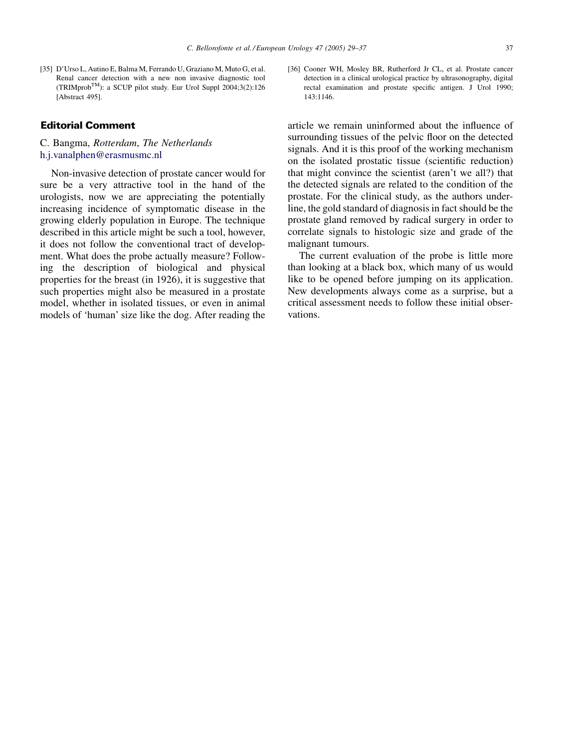[35] D'Urso L, Autino E, Balma M, Ferrando U, Graziano M, Muto G, et al. Renal cancer detection with a new non invasive diagnostic tool (TRIMprob$^{TM}$): a SCUP pilot study. Eur Urol Suppl 2004;3(2):126 [Abstract 495].

[36] Cooner WH, Mosley BR, Rutherford Jr CL, et al. Prostate cancer detection in a clinical urological practice by ultrasonography, digital rectal examination and prostate specific antigen. J Urol 1990; 143:1146.

## Editorial Comment

C. Bangma, *Rotterdam*, *The Netherlands*
h.j.vanalphen@erasmusmc.nl

Non-invasive detection of prostate cancer would for sure be a very attractive tool in the hand of the urologists, now we are appreciating the potentially increasing incidence of symptomatic disease in the growing elderly population in Europe. The technique described in this article might be such a tool, however, it does not follow the conventional tract of development. What does the probe actually measure? Following the description of biological and physical properties for the breast (in 1926), it is suggestive that such properties might also be measured in a prostate model, whether in isolated tissues, or even in animal models of 'human' size like the dog. After reading the article we remain uninformed about the influence of surrounding tissues of the pelvic floor on the detected signals. And it is this proof of the working mechanism on the isolated prostatic tissue (scientific reduction) that might convince the scientist (aren't we all?) that the detected signals are related to the condition of the prostate. For the clinical study, as the authors underline, the gold standard of diagnosis in fact should be the prostate gland removed by radical surgery in order to correlate signals to histologic size and grade of the malignant tumours.

The current evaluation of the probe is little more than looking at a black box, which many of us would like to be opened before jumping on its application. New developments always come as a surprise, but a critical assessment needs to follow these initial observations.